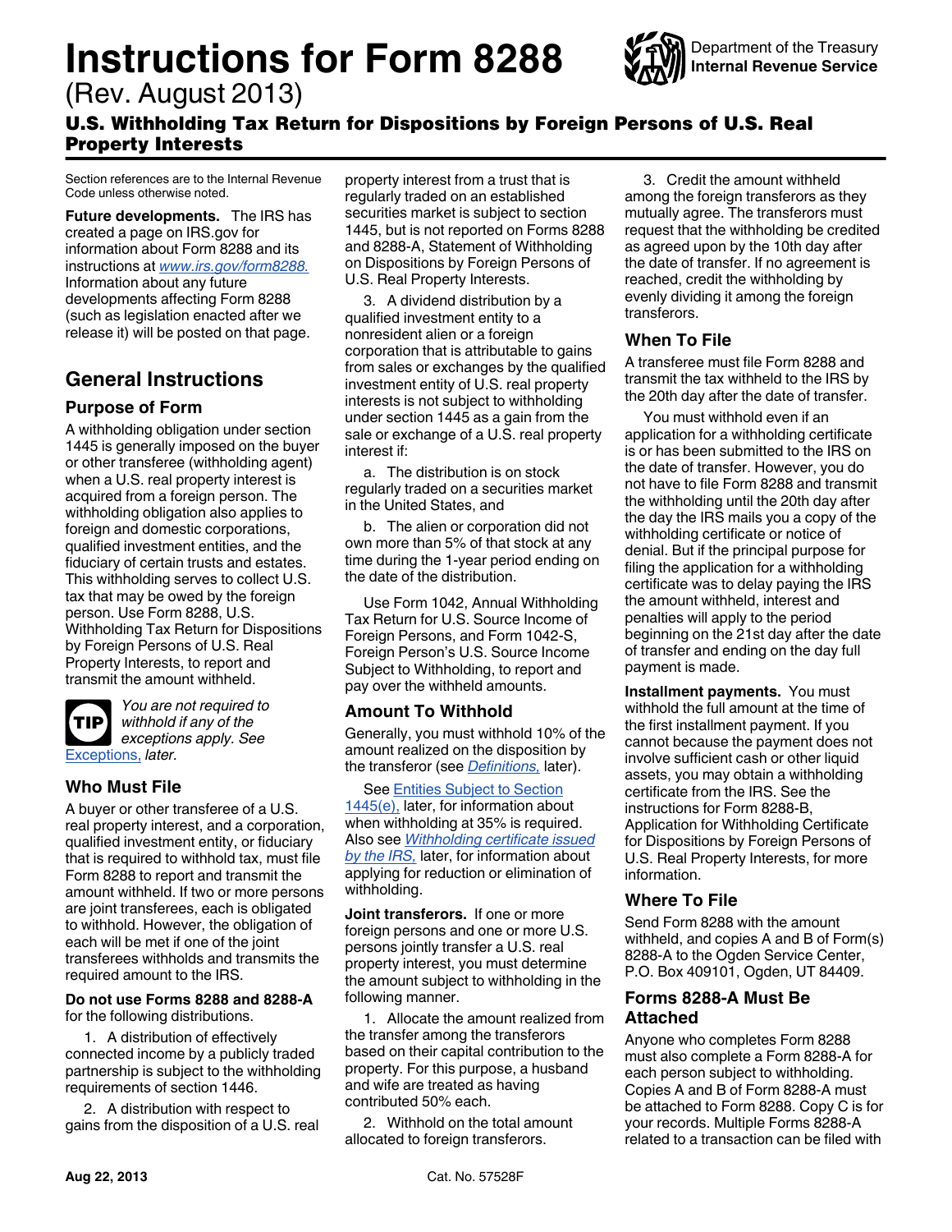# Instructions for Form 8288

(Rev. August 2013)

## U.S. Withholding Tax Return for Dispositions by Foreign Persons of U.S. Real Property Interests

Department of the Treasury
**Internal Revenue Service**

Section references are to the Internal Revenue Code unless otherwise noted.

**Future developments.** The IRS has created a page on IRS.gov for information about Form 8288 and its instructions at *www.irs.gov/form8288.* Information about any future developments affecting Form 8288 (such as legislation enacted after we release it) will be posted on that page.

## General Instructions

### Purpose of Form

A withholding obligation under section 1445 is generally imposed on the buyer or other transferee (withholding agent) when a U.S. real property interest is acquired from a foreign person. The withholding obligation also applies to foreign and domestic corporations, qualified investment entities, and the fiduciary of certain trusts and estates. This withholding serves to collect U.S. tax that may be owed by the foreign person. Use Form 8288, U.S. Withholding Tax Return for Dispositions by Foreign Persons of U.S. Real Property Interests, to report and transmit the amount withheld.

**TIP** *You are not required to withhold if any of the exceptions apply. See* Exceptions, *later.*

### Who Must File

A buyer or other transferee of a U.S. real property interest, and a corporation, qualified investment entity, or fiduciary that is required to withhold tax, must file Form 8288 to report and transmit the amount withheld. If two or more persons are joint transferees, each is obligated to withhold. However, the obligation of each will be met if one of the joint transferees withholds and transmits the required amount to the IRS.

**Do not use Forms 8288 and 8288-A** for the following distributions.

1. A distribution of effectively connected income by a publicly traded partnership is subject to the withholding requirements of section 1446.

2. A distribution with respect to gains from the disposition of a U.S. real property interest from a trust that is regularly traded on an established securities market is subject to section 1445, but is not reported on Forms 8288 and 8288-A, Statement of Withholding on Dispositions by Foreign Persons of U.S. Real Property Interests.

3. A dividend distribution by a qualified investment entity to a nonresident alien or a foreign corporation that is attributable to gains from sales or exchanges by the qualified investment entity of U.S. real property interests is not subject to withholding under section 1445 as a gain from the sale or exchange of a U.S. real property interest if:

a. The distribution is on stock regularly traded on a securities market in the United States, and

b. The alien or corporation did not own more than 5% of that stock at any time during the 1-year period ending on the date of the distribution.

Use Form 1042, Annual Withholding Tax Return for U.S. Source Income of Foreign Persons, and Form 1042-S, Foreign Person's U.S. Source Income Subject to Withholding, to report and pay over the withheld amounts.

### Amount To Withhold

Generally, you must withhold 10% of the amount realized on the disposition by the transferor (see *Definitions,* later).

See Entities Subject to Section 1445(e), later, for information about when withholding at 35% is required. Also see *Withholding certificate issued by the IRS,* later, for information about applying for reduction or elimination of withholding.

**Joint transferors.** If one or more foreign persons and one or more U.S. persons jointly transfer a U.S. real property interest, you must determine the amount subject to withholding in the following manner.

1. Allocate the amount realized from the transfer among the transferors based on their capital contribution to the property. For this purpose, a husband and wife are treated as having contributed 50% each.

2. Withhold on the total amount allocated to foreign transferors.

3. Credit the amount withheld among the foreign transferors as they mutually agree. The transferors must request that the withholding be credited as agreed upon by the 10th day after the date of transfer. If no agreement is reached, credit the withholding by evenly dividing it among the foreign transferors.

### When To File

A transferee must file Form 8288 and transmit the tax withheld to the IRS by the 20th day after the date of transfer.

You must withhold even if an application for a withholding certificate is or has been submitted to the IRS on the date of transfer. However, you do not have to file Form 8288 and transmit the withholding until the 20th day after the day the IRS mails you a copy of the withholding certificate or notice of denial. But if the principal purpose for filing the application for a withholding certificate was to delay paying the IRS the amount withheld, interest and penalties will apply to the period beginning on the 21st day after the date of transfer and ending on the day full payment is made.

**Installment payments.** You must withhold the full amount at the time of the first installment payment. If you cannot because the payment does not involve sufficient cash or other liquid assets, you may obtain a withholding certificate from the IRS. See the instructions for Form 8288-B, Application for Withholding Certificate for Dispositions by Foreign Persons of U.S. Real Property Interests, for more information.

### Where To File

Send Form 8288 with the amount withheld, and copies A and B of Form(s) 8288-A to the Ogden Service Center, P.O. Box 409101, Ogden, UT 84409.

### Forms 8288-A Must Be Attached

Anyone who completes Form 8288 must also complete a Form 8288-A for each person subject to withholding. Copies A and B of Form 8288-A must be attached to Form 8288. Copy C is for your records. Multiple Forms 8288-A related to a transaction can be filed with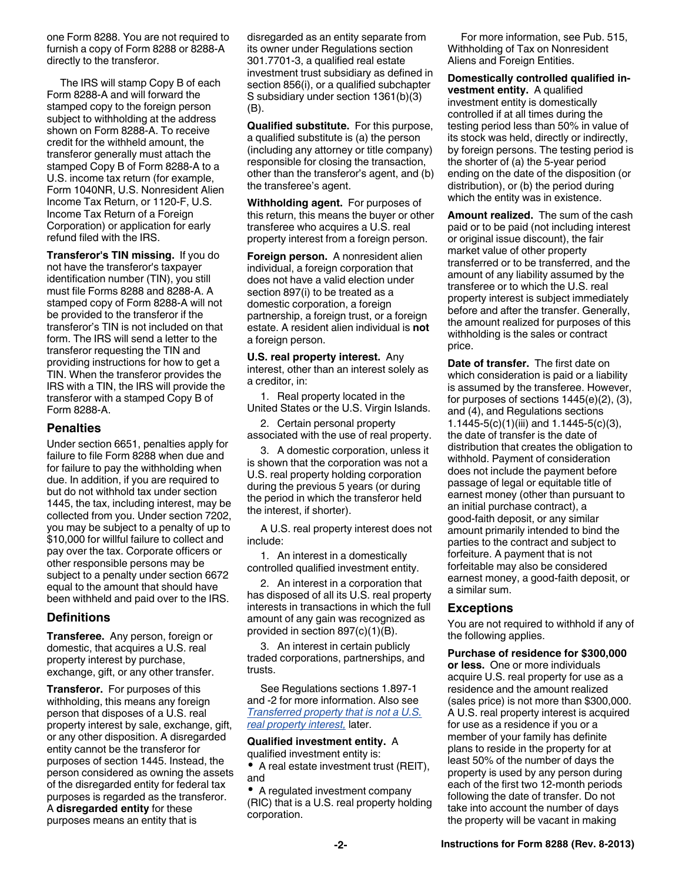one Form 8288. You are not required to furnish a copy of Form 8288 or 8288-A directly to the transferor.

The IRS will stamp Copy B of each Form 8288-A and will forward the stamped copy to the foreign person subject to withholding at the address shown on Form 8288-A. To receive credit for the withheld amount, the transferor generally must attach the stamped Copy B of Form 8288-A to a U.S. income tax return (for example, Form 1040NR, U.S. Nonresident Alien Income Tax Return, or 1120-F, U.S. Income Tax Return of a Foreign Corporation) or application for early refund filed with the IRS.

**Transferor's TIN missing.** If you do not have the transferor's taxpayer identification number (TIN), you still must file Forms 8288 and 8288-A. A stamped copy of Form 8288-A will not be provided to the transferor if the transferor's TIN is not included on that form. The IRS will send a letter to the transferor requesting the TIN and providing instructions for how to get a TIN. When the transferor provides the IRS with a TIN, the IRS will provide the transferor with a stamped Copy B of Form 8288-A.

## Penalties

Under section 6651, penalties apply for failure to file Form 8288 when due and for failure to pay the withholding when due. In addition, if you are required to but do not withhold tax under section 1445, the tax, including interest, may be collected from you. Under section 7202, you may be subject to a penalty of up to $10,000 for willful failure to collect and pay over the tax. Corporate officers or other responsible persons may be subject to a penalty under section 6672 equal to the amount that should have been withheld and paid over to the IRS.

## Definitions

**Transferee.** Any person, foreign or domestic, that acquires a U.S. real property interest by purchase, exchange, gift, or any other transfer.

**Transferor.** For purposes of this withholding, this means any foreign person that disposes of a U.S. real property interest by sale, exchange, gift, or any other disposition. A disregarded entity cannot be the transferor for purposes of section 1445. Instead, the person considered as owning the assets of the disregarded entity for federal tax purposes is regarded as the transferor. A **disregarded entity** for these purposes means an entity that is disregarded as an entity separate from its owner under Regulations section 301.7701-3, a qualified real estate investment trust subsidiary as defined in section 856(i), or a qualified subchapter S subsidiary under section 1361(b)(3)(B).

**Qualified substitute.** For this purpose, a qualified substitute is (a) the person (including any attorney or title company) responsible for closing the transaction, other than the transferor's agent, and (b) the transferee's agent.

**Withholding agent.** For purposes of this return, this means the buyer or other transferee who acquires a U.S. real property interest from a foreign person.

**Foreign person.** A nonresident alien individual, a foreign corporation that does not have a valid election under section 897(i) to be treated as a domestic corporation, a foreign partnership, a foreign trust, or a foreign estate. A resident alien individual is **not** a foreign person.

**U.S. real property interest.** Any interest, other than an interest solely as a creditor, in:

1. Real property located in the United States or the U.S. Virgin Islands.
2. Certain personal property associated with the use of real property.
3. A domestic corporation, unless it is shown that the corporation was not a U.S. real property holding corporation during the previous 5 years (or during the period in which the transferor held the interest, if shorter).

A U.S. real property interest does not include:

1. An interest in a domestically controlled qualified investment entity.
2. An interest in a corporation that has disposed of all its U.S. real property interests in transactions in which the full amount of any gain was recognized as provided in section 897(c)(1)(B).
3. An interest in certain publicly traded corporations, partnerships, and trusts.

See Regulations sections 1.897-1 and -2 for more information. Also see *Transferred property that is not a U.S. real property interest,* later.

**Qualified investment entity.** A qualified investment entity is:

- A real estate investment trust (REIT), and
- A regulated investment company (RIC) that is a U.S. real property holding corporation.

For more information, see Pub. 515, Withholding of Tax on Nonresident Aliens and Foreign Entities.

**Domestically controlled qualified investment entity.** A qualified investment entity is domestically controlled if at all times during the testing period less than 50% in value of its stock was held, directly or indirectly, by foreign persons. The testing period is the shorter of (a) the 5-year period ending on the date of the disposition (or distribution), or (b) the period during which the entity was in existence.

**Amount realized.** The sum of the cash paid or to be paid (not including interest or original issue discount), the fair market value of other property transferred or to be transferred, and the amount of any liability assumed by the transferee or to which the U.S. real property interest is subject immediately before and after the transfer. Generally, the amount realized for purposes of this withholding is the sales or contract price.

**Date of transfer.** The first date on which consideration is paid or a liability is assumed by the transferee. However, for purposes of sections 1445(e)(2), (3), and (4), and Regulations sections 1.1445-5(c)(1)(iii) and 1.1445-5(c)(3), the date of transfer is the date of distribution that creates the obligation to withhold. Payment of consideration does not include the payment before passage of legal or equitable title of earnest money (other than pursuant to an initial purchase contract), a good-faith deposit, or any similar amount primarily intended to bind the parties to the contract and subject to forfeiture. A payment that is not forfeitable may also be considered earnest money, a good-faith deposit, or a similar sum.

## Exceptions

You are not required to withhold if any of the following applies.

**Purchase of residence for $300,000 or less.** One or more individuals acquire U.S. real property for use as a residence and the amount realized (sales price) is not more than $300,000. A U.S. real property interest is acquired for use as a residence if you or a member of your family has definite plans to reside in the property for at least 50% of the number of days the property is used by any person during each of the first two 12-month periods following the date of transfer. Do not take into account the number of days the property will be vacant in making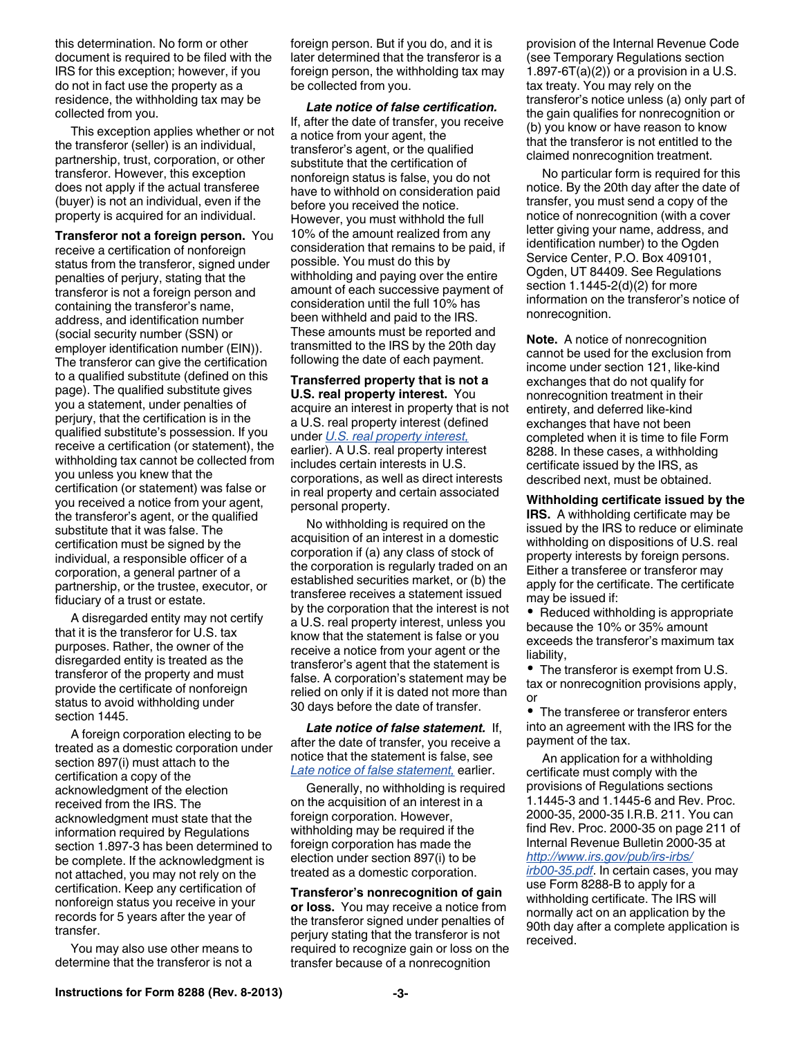this determination. No form or other document is required to be filed with the IRS for this exception; however, if you do not in fact use the property as a residence, the withholding tax may be collected from you.

This exception applies whether or not the transferor (seller) is an individual, partnership, trust, corporation, or other transferor. However, this exception does not apply if the actual transferee (buyer) is not an individual, even if the property is acquired for an individual.

**Transferor not a foreign person.** You receive a certification of nonforeign status from the transferor, signed under penalties of perjury, stating that the transferor is not a foreign person and containing the transferor's name, address, and identification number (social security number (SSN) or employer identification number (EIN)). The transferor can give the certification to a qualified substitute (defined on this page). The qualified substitute gives you a statement, under penalties of perjury, that the certification is in the qualified substitute's possession. If you receive a certification (or statement), the withholding tax cannot be collected from you unless you knew that the certification (or statement) was false or you received a notice from your agent, the transferor's agent, or the qualified substitute that it was false. The certification must be signed by the individual, a responsible officer of a corporation, a general partner of a partnership, or the trustee, executor, or fiduciary of a trust or estate.

A disregarded entity may not certify that it is the transferor for U.S. tax purposes. Rather, the owner of the disregarded entity is treated as the transferor of the property and must provide the certificate of nonforeign status to avoid withholding under section 1445.

A foreign corporation electing to be treated as a domestic corporation under section 897(i) must attach to the certification a copy of the acknowledgment of the election received from the IRS. The acknowledgment must state that the information required by Regulations section 1.897-3 has been determined to be complete. If the acknowledgment is not attached, you may not rely on the certification. Keep any certification of nonforeign status you receive in your records for 5 years after the year of transfer.

You may also use other means to determine that the transferor is not a foreign person. But if you do, and it is later determined that the transferor is a foreign person, the withholding tax may be collected from you.

***Late notice of false certification.*** If, after the date of transfer, you receive a notice from your agent, the transferor's agent, or the qualified substitute that the certification of nonforeign status is false, you do not have to withhold on consideration paid before you received the notice. However, you must withhold the full 10% of the amount realized from any consideration that remains to be paid, if possible. You must do this by withholding and paying over the entire amount of each successive payment of consideration until the full 10% has been withheld and paid to the IRS. These amounts must be reported and transmitted to the IRS by the 20th day following the date of each payment.

**Transferred property that is not a U.S. real property interest.** You acquire an interest in property that is not a U.S. real property interest (defined under *U.S. real property interest,* earlier). A U.S. real property interest includes certain interests in U.S. corporations, as well as direct interests in real property and certain associated personal property.

No withholding is required on the acquisition of an interest in a domestic corporation if (a) any class of stock of the corporation is regularly traded on an established securities market, or (b) the transferee receives a statement issued by the corporation that the interest is not a U.S. real property interest, unless you know that the statement is false or you receive a notice from your agent or the transferor's agent that the statement is false. A corporation's statement may be relied on only if it is dated not more than 30 days before the date of transfer.

***Late notice of false statement.*** If, after the date of transfer, you receive a notice that the statement is false, see *Late notice of false statement,* earlier.

Generally, no withholding is required on the acquisition of an interest in a foreign corporation. However, withholding may be required if the foreign corporation has made the election under section 897(i) to be treated as a domestic corporation.

**Transferor's nonrecognition of gain or loss.** You may receive a notice from the transferor signed under penalties of perjury stating that the transferor is not required to recognize gain or loss on the transfer because of a nonrecognition provision of the Internal Revenue Code (see Temporary Regulations section 1.897-6T(a)(2)) or a provision in a U.S. tax treaty. You may rely on the transferor's notice unless (a) only part of the gain qualifies for nonrecognition or (b) you know or have reason to know that the transferor is not entitled to the claimed nonrecognition treatment.

No particular form is required for this notice. By the 20th day after the date of transfer, you must send a copy of the notice of nonrecognition (with a cover letter giving your name, address, and identification number) to the Ogden Service Center, P.O. Box 409101, Ogden, UT 84409. See Regulations section 1.1445-2(d)(2) for more information on the transferor's notice of nonrecognition.

**Note.** A notice of nonrecognition cannot be used for the exclusion from income under section 121, like-kind exchanges that do not qualify for nonrecognition treatment in their entirety, and deferred like-kind exchanges that have not been completed when it is time to file Form 8288. In these cases, a withholding certificate issued by the IRS, as described next, must be obtained.

**Withholding certificate issued by the IRS.** A withholding certificate may be issued by the IRS to reduce or eliminate withholding on dispositions of U.S. real property interests by foreign persons. Either a transferee or transferor may apply for the certificate. The certificate may be issued if:

- Reduced withholding is appropriate because the 10% or 35% amount exceeds the transferor's maximum tax liability,
- The transferor is exempt from U.S. tax or nonrecognition provisions apply, or
- The transferee or transferor enters into an agreement with the IRS for the payment of the tax.

An application for a withholding certificate must comply with the provisions of Regulations sections 1.1445-3 and 1.1445-6 and Rev. Proc. 2000-35, 2000-35 I.R.B. 211. You can find Rev. Proc. 2000-35 on page 211 of Internal Revenue Bulletin 2000-35 at *http://www.irs.gov/pub/irs-irbs/irb00-35.pdf*. In certain cases, you may use Form 8288-B to apply for a withholding certificate. The IRS will normally act on an application by the 90th day after a complete application is received.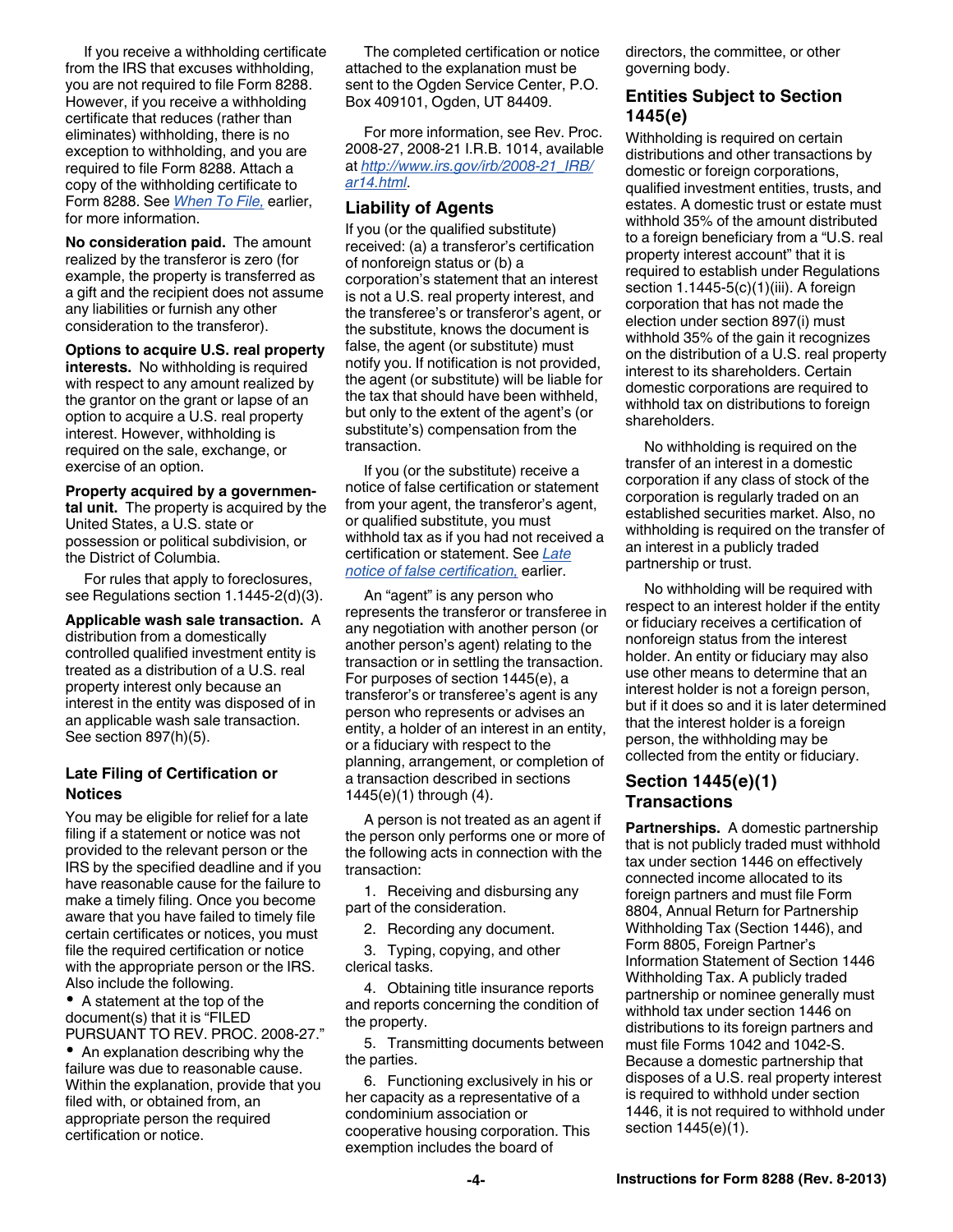If you receive a withholding certificate from the IRS that excuses withholding, you are not required to file Form 8288. However, if you receive a withholding certificate that reduces (rather than eliminates) withholding, there is no exception to withholding, and you are required to file Form 8288. Attach a copy of the withholding certificate to Form 8288. See *When To File,* earlier, for more information.

**No consideration paid.** The amount realized by the transferor is zero (for example, the property is transferred as a gift and the recipient does not assume any liabilities or furnish any other consideration to the transferor).

**Options to acquire U.S. real property interests.** No withholding is required with respect to any amount realized by the grantor on the grant or lapse of an option to acquire a U.S. real property interest. However, withholding is required on the sale, exchange, or exercise of an option.

**Property acquired by a governmental unit.** The property is acquired by the United States, a U.S. state or possession or political subdivision, or the District of Columbia.

For rules that apply to foreclosures, see Regulations section 1.1445-2(d)(3).

**Applicable wash sale transaction.** A distribution from a domestically controlled qualified investment entity is treated as a distribution of a U.S. real property interest only because an interest in the entity was disposed of in an applicable wash sale transaction. See section 897(h)(5).

## Late Filing of Certification or Notices

You may be eligible for relief for a late filing if a statement or notice was not provided to the relevant person or the IRS by the specified deadline and if you have reasonable cause for the failure to make a timely filing. Once you become aware that you have failed to timely file certain certificates or notices, you must file the required certification or notice with the appropriate person or the IRS. Also include the following.

- A statement at the top of the document(s) that it is "FILED PURSUANT TO REV. PROC. 2008-27."
- An explanation describing why the failure was due to reasonable cause. Within the explanation, provide that you filed with, or obtained from, an appropriate person the required certification or notice.

The completed certification or notice attached to the explanation must be sent to the Ogden Service Center, P.O. Box 409101, Ogden, UT 84409.

For more information, see Rev. Proc. 2008-27, 2008-21 I.R.B. 1014, available at *http://www.irs.gov/irb/2008-21_IRB/ar14.html*.

## Liability of Agents

If you (or the qualified substitute) received: (a) a transferor's certification of nonforeign status or (b) a corporation's statement that an interest is not a U.S. real property interest, and the transferee's or transferor's agent, or the substitute, knows the document is false, the agent (or substitute) must notify you. If notification is not provided, the agent (or substitute) will be liable for the tax that should have been withheld, but only to the extent of the agent's (or substitute's) compensation from the transaction.

If you (or the substitute) receive a notice of false certification or statement from your agent, the transferor's agent, or qualified substitute, you must withhold tax as if you had not received a certification or statement. See *Late notice of false certification,* earlier.

An "agent" is any person who represents the transferor or transferee in any negotiation with another person (or another person's agent) relating to the transaction or in settling the transaction. For purposes of section 1445(e), a transferor's or transferee's agent is any person who represents or advises an entity, a holder of an interest in an entity, or a fiduciary with respect to the planning, arrangement, or completion of a transaction described in sections 1445(e)(1) through (4).

A person is not treated as an agent if the person only performs one or more of the following acts in connection with the transaction:

1. Receiving and disbursing any part of the consideration.
2. Recording any document.
3. Typing, copying, and other clerical tasks.
4. Obtaining title insurance reports and reports concerning the condition of the property.
5. Transmitting documents between the parties.
6. Functioning exclusively in his or her capacity as a representative of a condominium association or cooperative housing corporation. This exemption includes the board of directors, the committee, or other governing body.

## Entities Subject to Section 1445(e)

Withholding is required on certain distributions and other transactions by domestic or foreign corporations, qualified investment entities, trusts, and estates. A domestic trust or estate must withhold 35% of the amount distributed to a foreign beneficiary from a "U.S. real property interest account" that it is required to establish under Regulations section 1.1445-5(c)(1)(iii). A foreign corporation that has not made the election under section 897(i) must withhold 35% of the gain it recognizes on the distribution of a U.S. real property interest to its shareholders. Certain domestic corporations are required to withhold tax on distributions to foreign shareholders.

No withholding is required on the transfer of an interest in a domestic corporation if any class of stock of the corporation is regularly traded on an established securities market. Also, no withholding is required on the transfer of an interest in a publicly traded partnership or trust.

No withholding will be required with respect to an interest holder if the entity or fiduciary receives a certification of nonforeign status from the interest holder. An entity or fiduciary may also use other means to determine that an interest holder is not a foreign person, but if it does so and it is later determined that the interest holder is a foreign person, the withholding may be collected from the entity or fiduciary.

## Section 1445(e)(1) Transactions

**Partnerships.** A domestic partnership that is not publicly traded must withhold tax under section 1446 on effectively connected income allocated to its foreign partners and must file Form 8804, Annual Return for Partnership Withholding Tax (Section 1446), and Form 8805, Foreign Partner's Information Statement of Section 1446 Withholding Tax. A publicly traded partnership or nominee generally must withhold tax under section 1446 on distributions to its foreign partners and must file Forms 1042 and 1042-S. Because a domestic partnership that disposes of a U.S. real property interest is required to withhold under section 1446, it is not required to withhold under section 1445(e)(1).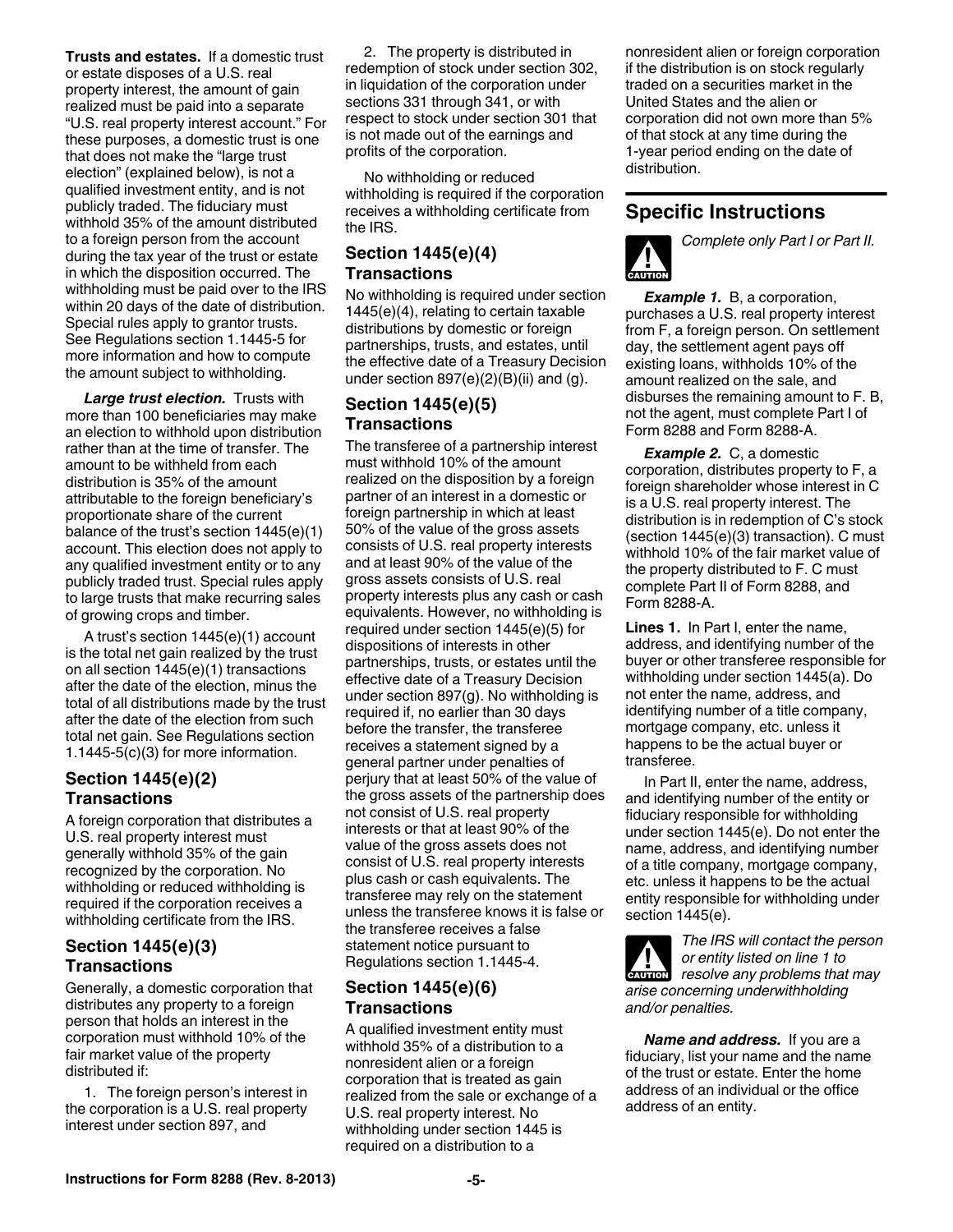**Trusts and estates.** If a domestic trust or estate disposes of a U.S. real property interest, the amount of gain realized must be paid into a separate "U.S. real property interest account." For these purposes, a domestic trust is one that does not make the "large trust election" (explained below), is not a qualified investment entity, and is not publicly traded. The fiduciary must withhold 35% of the amount distributed to a foreign person from the account during the tax year of the trust or estate in which the disposition occurred. The withholding must be paid over to the IRS within 20 days of the date of distribution. Special rules apply to grantor trusts. See Regulations section 1.1445-5 for more information and how to compute the amount subject to withholding.

***Large trust election.*** Trusts with more than 100 beneficiaries may make an election to withhold upon distribution rather than at the time of transfer. The amount to be withheld from each distribution is 35% of the amount attributable to the foreign beneficiary's proportionate share of the current balance of the trust's section 1445(e)(1) account. This election does not apply to any qualified investment entity or to any publicly traded trust. Special rules apply to large trusts that make recurring sales of growing crops and timber.

A trust's section 1445(e)(1) account is the total net gain realized by the trust on all section 1445(e)(1) transactions after the date of the election, minus the total of all distributions made by the trust after the date of the election from such total net gain. See Regulations section 1.1445-5(c)(3) for more information.

### Section 1445(e)(2) Transactions

A foreign corporation that distributes a U.S. real property interest must generally withhold 35% of the gain recognized by the corporation. No withholding or reduced withholding is required if the corporation receives a withholding certificate from the IRS.

### Section 1445(e)(3) Transactions

Generally, a domestic corporation that distributes any property to a foreign person that holds an interest in the corporation must withhold 10% of the fair market value of the property distributed if:

1. The foreign person's interest in the corporation is a U.S. real property interest under section 897, and

2. The property is distributed in redemption of stock under section 302, in liquidation of the corporation under sections 331 through 341, or with respect to stock under section 301 that is not made out of the earnings and profits of the corporation.

No withholding or reduced withholding is required if the corporation receives a withholding certificate from the IRS.

### Section 1445(e)(4) Transactions

No withholding is required under section 1445(e)(4), relating to certain taxable distributions by domestic or foreign partnerships, trusts, and estates, until the effective date of a Treasury Decision under section 897(e)(2)(B)(ii) and (g).

### Section 1445(e)(5) Transactions

The transferee of a partnership interest must withhold 10% of the amount realized on the disposition by a foreign partner of an interest in a domestic or foreign partnership in which at least 50% of the value of the gross assets consists of U.S. real property interests and at least 90% of the value of the gross assets consists of U.S. real property interests plus any cash or cash equivalents. However, no withholding is required under section 1445(e)(5) for dispositions of interests in other partnerships, trusts, or estates until the effective date of a Treasury Decision under section 897(g). No withholding is required if, no earlier than 30 days before the transfer, the transferee receives a statement signed by a general partner under penalties of perjury that at least 50% of the value of the gross assets of the partnership does not consist of U.S. real property interests or that at least 90% of the value of the gross assets does not consist of U.S. real property interests plus cash or cash equivalents. The transferee may rely on the statement unless the transferee knows it is false or the transferee receives a false statement notice pursuant to Regulations section 1.1445-4.

### Section 1445(e)(6) Transactions

A qualified investment entity must withhold 35% of a distribution to a nonresident alien or a foreign corporation that is treated as gain realized from the sale or exchange of a U.S. real property interest. No withholding under section 1445 is required on a distribution to a nonresident alien or foreign corporation if the distribution is on stock regularly traded on a securities market in the United States and the alien or corporation did not own more than 5% of that stock at any time during the 1-year period ending on the date of distribution.

## Specific Instructions

CAUTION: *Complete only Part I or Part II.*

***Example 1.*** B, a corporation, purchases a U.S. real property interest from F, a foreign person. On settlement day, the settlement agent pays off existing loans, withholds 10% of the amount realized on the sale, and disburses the remaining amount to F. B, not the agent, must complete Part I of Form 8288 and Form 8288-A.

***Example 2.*** C, a domestic corporation, distributes property to F, a foreign shareholder whose interest in C is a U.S. real property interest. The distribution is in redemption of C's stock (section 1445(e)(3) transaction). C must withhold 10% of the fair market value of the property distributed to F. C must complete Part II of Form 8288, and Form 8288-A.

**Lines 1.** In Part I, enter the name, address, and identifying number of the buyer or other transferee responsible for withholding under section 1445(a). Do not enter the name, address, and identifying number of a title company, mortgage company, etc. unless it happens to be the actual buyer or transferee.

In Part II, enter the name, address, and identifying number of the entity or fiduciary responsible for withholding under section 1445(e). Do not enter the name, address, and identifying number of a title company, mortgage company, etc. unless it happens to be the actual entity responsible for withholding under section 1445(e).

CAUTION: *The IRS will contact the person or entity listed on line 1 to resolve any problems that may arise concerning underwithholding and/or penalties.*

***Name and address.*** If you are a fiduciary, list your name and the name of the trust or estate. Enter the home address of an individual or the office address of an entity.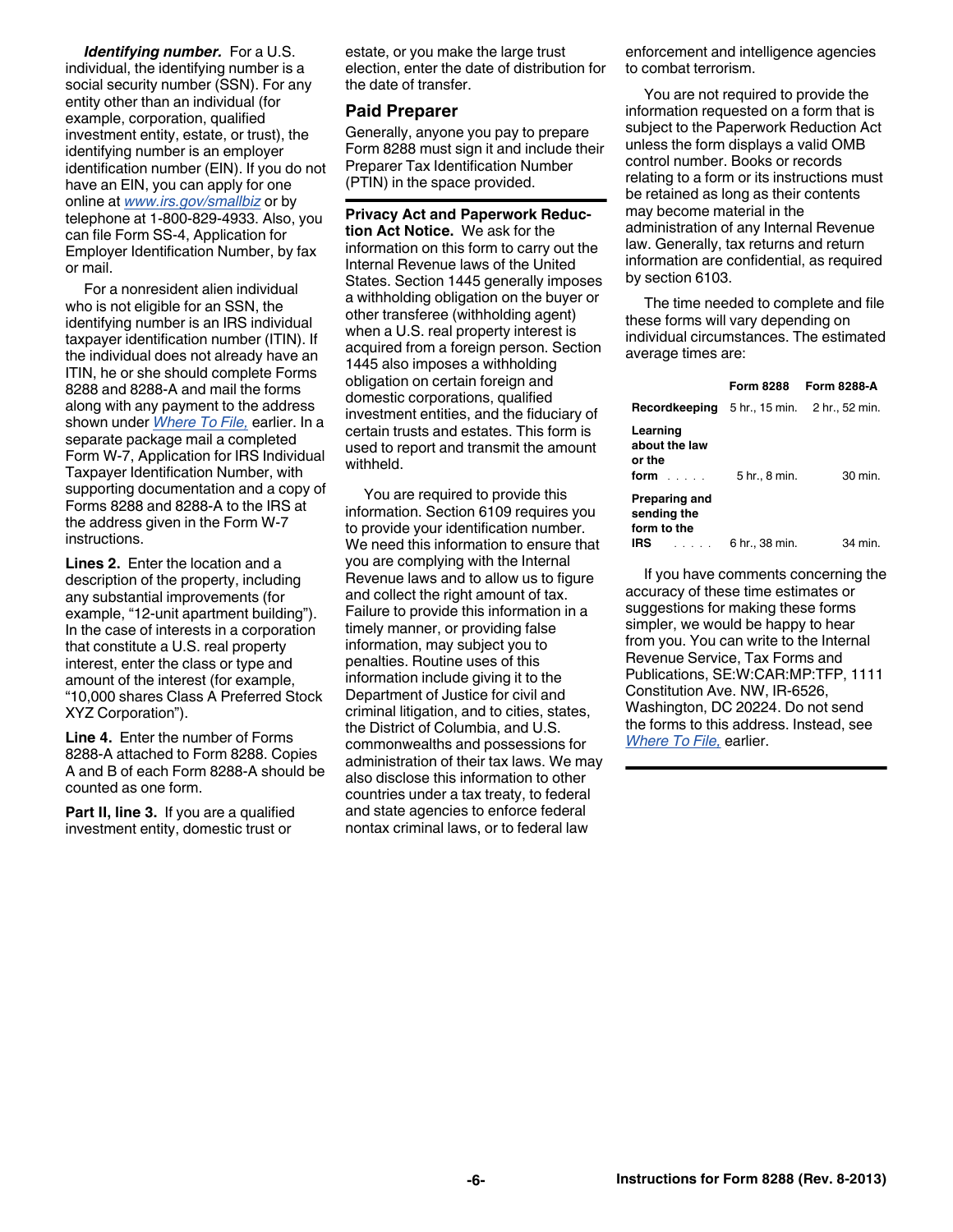***Identifying number.*** For a U.S. individual, the identifying number is a social security number (SSN). For any entity other than an individual (for example, corporation, qualified investment entity, estate, or trust), the identifying number is an employer identification number (EIN). If you do not have an EIN, you can apply for one online at *www.irs.gov/smallbiz* or by telephone at 1-800-829-4933. Also, you can file Form SS-4, Application for Employer Identification Number, by fax or mail.

For a nonresident alien individual who is not eligible for an SSN, the identifying number is an IRS individual taxpayer identification number (ITIN). If the individual does not already have an ITIN, he or she should complete Forms 8288 and 8288-A and mail the forms along with any payment to the address shown under *Where To File,* earlier. In a separate package mail a completed Form W-7, Application for IRS Individual Taxpayer Identification Number, with supporting documentation and a copy of Forms 8288 and 8288-A to the IRS at the address given in the Form W-7 instructions.

**Lines 2.** Enter the location and a description of the property, including any substantial improvements (for example, "12-unit apartment building"). In the case of interests in a corporation that constitute a U.S. real property interest, enter the class or type and amount of the interest (for example, "10,000 shares Class A Preferred Stock XYZ Corporation").

**Line 4.** Enter the number of Forms 8288-A attached to Form 8288. Copies A and B of each Form 8288-A should be counted as one form.

**Part II, line 3.** If you are a qualified investment entity, domestic trust or estate, or you make the large trust election, enter the date of distribution for the date of transfer.

## Paid Preparer

Generally, anyone you pay to prepare Form 8288 must sign it and include their Preparer Tax Identification Number (PTIN) in the space provided.

**Privacy Act and Paperwork Reduction Act Notice.** We ask for the information on this form to carry out the Internal Revenue laws of the United States. Section 1445 generally imposes a withholding obligation on the buyer or other transferee (withholding agent) when a U.S. real property interest is acquired from a foreign person. Section 1445 also imposes a withholding obligation on certain foreign and domestic corporations, qualified investment entities, and the fiduciary of certain trusts and estates. This form is used to report and transmit the amount withheld.

You are required to provide this information. Section 6109 requires you to provide your identification number. We need this information to ensure that you are complying with the Internal Revenue laws and to allow us to figure and collect the right amount of tax. Failure to provide this information in a timely manner, or providing false information, may subject you to penalties. Routine uses of this information include giving it to the Department of Justice for civil and criminal litigation, and to cities, states, the District of Columbia, and U.S. commonwealths and possessions for administration of their tax laws. We may also disclose this information to other countries under a tax treaty, to federal and state agencies to enforce federal nontax criminal laws, or to federal law enforcement and intelligence agencies to combat terrorism.

You are not required to provide the information requested on a form that is subject to the Paperwork Reduction Act unless the form displays a valid OMB control number. Books or records relating to a form or its instructions must be retained as long as their contents may become material in the administration of any Internal Revenue law. Generally, tax returns and return information are confidential, as required by section 6103.

The time needed to complete and file these forms will vary depending on individual circumstances. The estimated average times are:

| | Form 8288 | Form 8288-A |
|---|---|---|
| **Recordkeeping** | 5 hr., 15 min. | 2 hr., 52 min. |
| **Learning about the law or the form** | 5 hr., 8 min. | 30 min. |
| **Preparing and sending the form to the IRS** | 6 hr., 38 min. | 34 min. |

If you have comments concerning the accuracy of these time estimates or suggestions for making these forms simpler, we would be happy to hear from you. You can write to the Internal Revenue Service, Tax Forms and Publications, SE:W:CAR:MP:TFP, 1111 Constitution Ave. NW, IR-6526, Washington, DC 20224. Do not send the forms to this address. Instead, see *Where To File,* earlier.